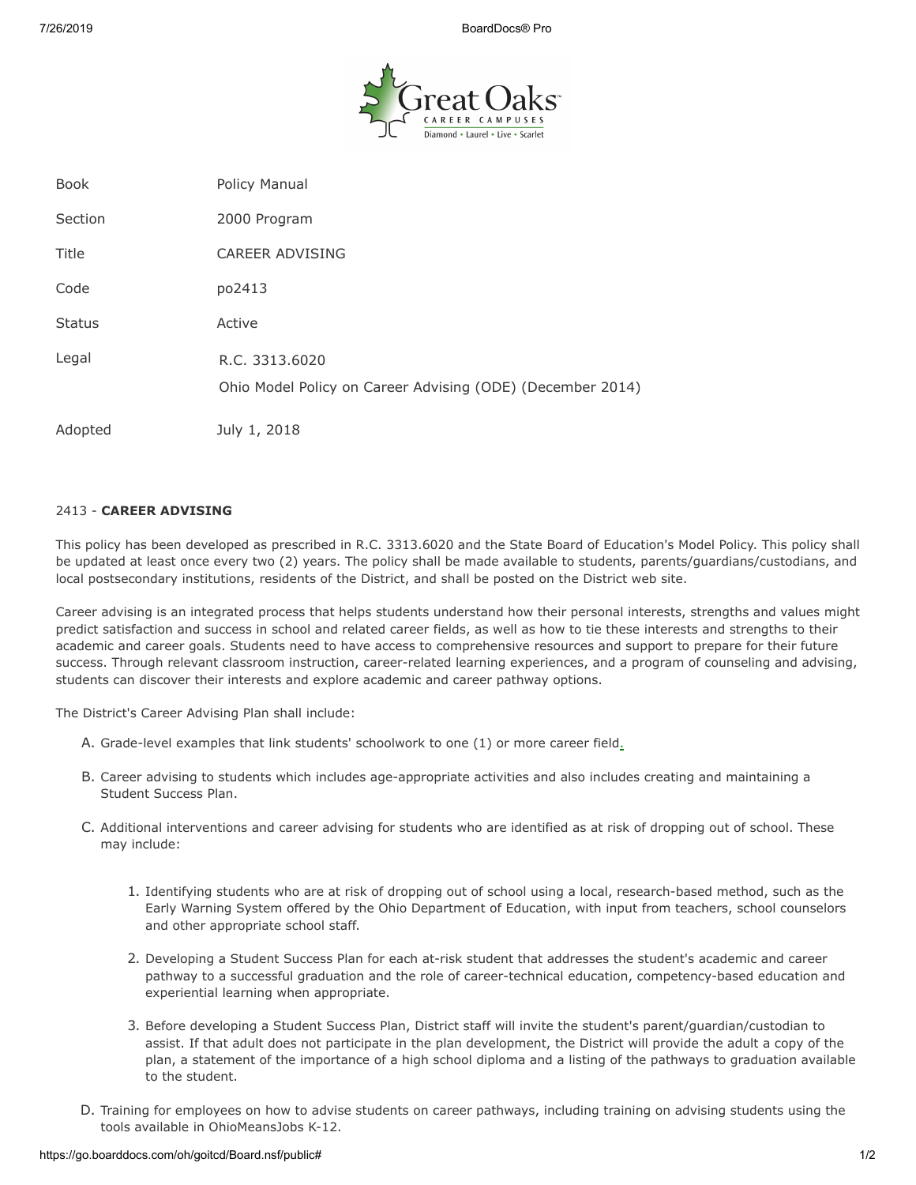| Book | Policy Manual |
| --- | --- |
| Section | 2000 Program |
| Title | CAREER ADVISING |
| Code | po2413 |
| Status | Active |
| Legal | R.C. 3313.6020<br>Ohio Model Policy on Career Advising (ODE) (December 2014) |
| Adopted | July 1, 2018 |

2413 - **CAREER ADVISING**

This policy has been developed as prescribed in R.C. 3313.6020 and the State Board of Education's Model Policy. This policy shall be updated at least once every two (2) years. The policy shall be made available to students, parents/guardians/custodians, and local postsecondary institutions, residents of the District, and shall be posted on the District web site.

Career advising is an integrated process that helps students understand how their personal interests, strengths and values might predict satisfaction and success in school and related career fields, as well as how to tie these interests and strengths to their academic and career goals. Students need to have access to comprehensive resources and support to prepare for their future success. Through relevant classroom instruction, career-related learning experiences, and a program of counseling and advising, students can discover their interests and explore academic and career pathway options.

The District's Career Advising Plan shall include:

A. Grade-level examples that link students' schoolwork to one (1) or more career field.

B. Career advising to students which includes age-appropriate activities and also includes creating and maintaining a Student Success Plan.

C. Additional interventions and career advising for students who are identified as at risk of dropping out of school. These may include:

   1. Identifying students who are at risk of dropping out of school using a local, research-based method, such as the Early Warning System offered by the Ohio Department of Education, with input from teachers, school counselors and other appropriate school staff.

   2. Developing a Student Success Plan for each at-risk student that addresses the student's academic and career pathway to a successful graduation and the role of career-technical education, competency-based education and experiential learning when appropriate.

   3. Before developing a Student Success Plan, District staff will invite the student's parent/guardian/custodian to assist. If that adult does not participate in the plan development, the District will provide the adult a copy of the plan, a statement of the importance of a high school diploma and a listing of the pathways to graduation available to the student.

D. Training for employees on how to advise students on career pathways, including training on advising students using the tools available in OhioMeansJobs K-12.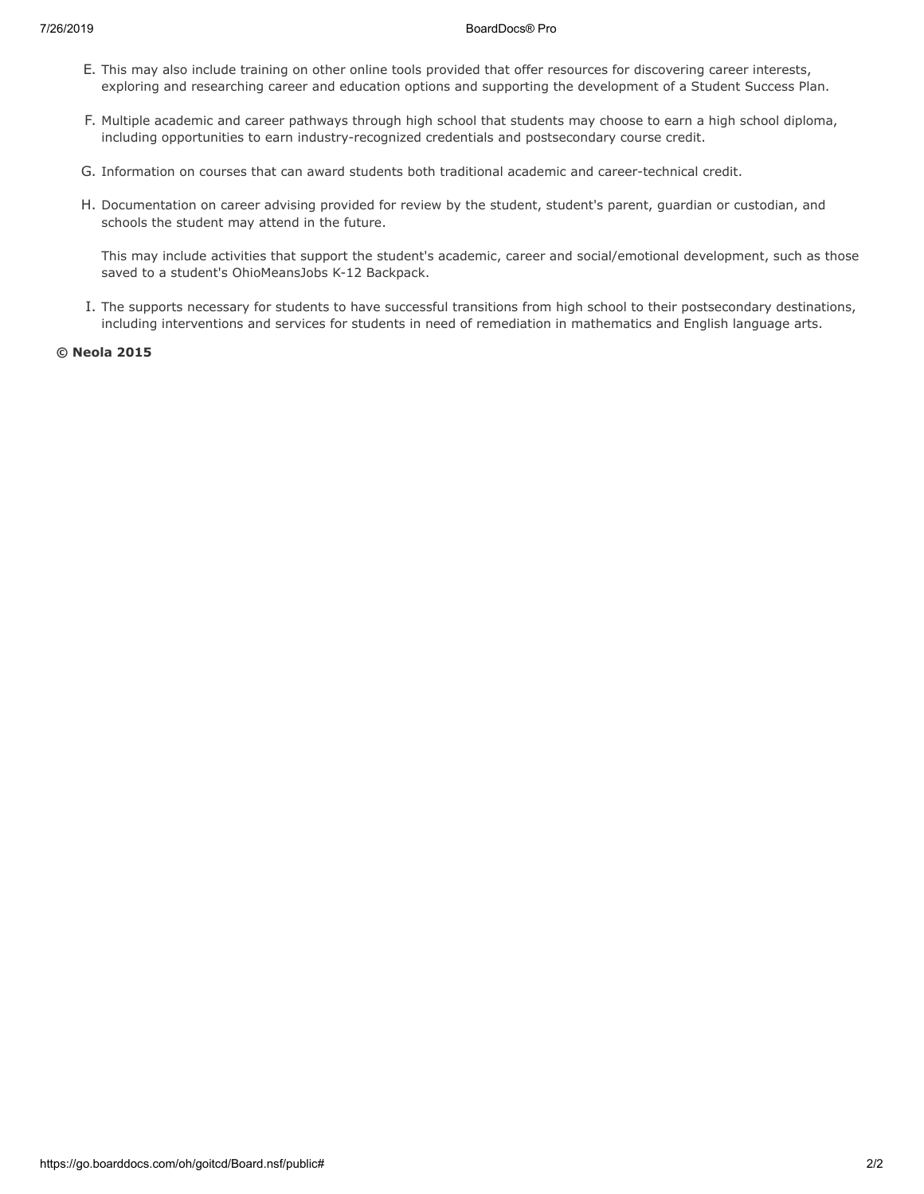E. This may also include training on other online tools provided that offer resources for discovering career interests, exploring and researching career and education options and supporting the development of a Student Success Plan.

F. Multiple academic and career pathways through high school that students may choose to earn a high school diploma, including opportunities to earn industry-recognized credentials and postsecondary course credit.

G. Information on courses that can award students both traditional academic and career-technical credit.

H. Documentation on career advising provided for review by the student, student's parent, guardian or custodian, and schools the student may attend in the future.

   This may include activities that support the student's academic, career and social/emotional development, such as those saved to a student's OhioMeansJobs K-12 Backpack.

I. The supports necessary for students to have successful transitions from high school to their postsecondary destinations, including interventions and services for students in need of remediation in mathematics and English language arts.

**© Neola 2015**